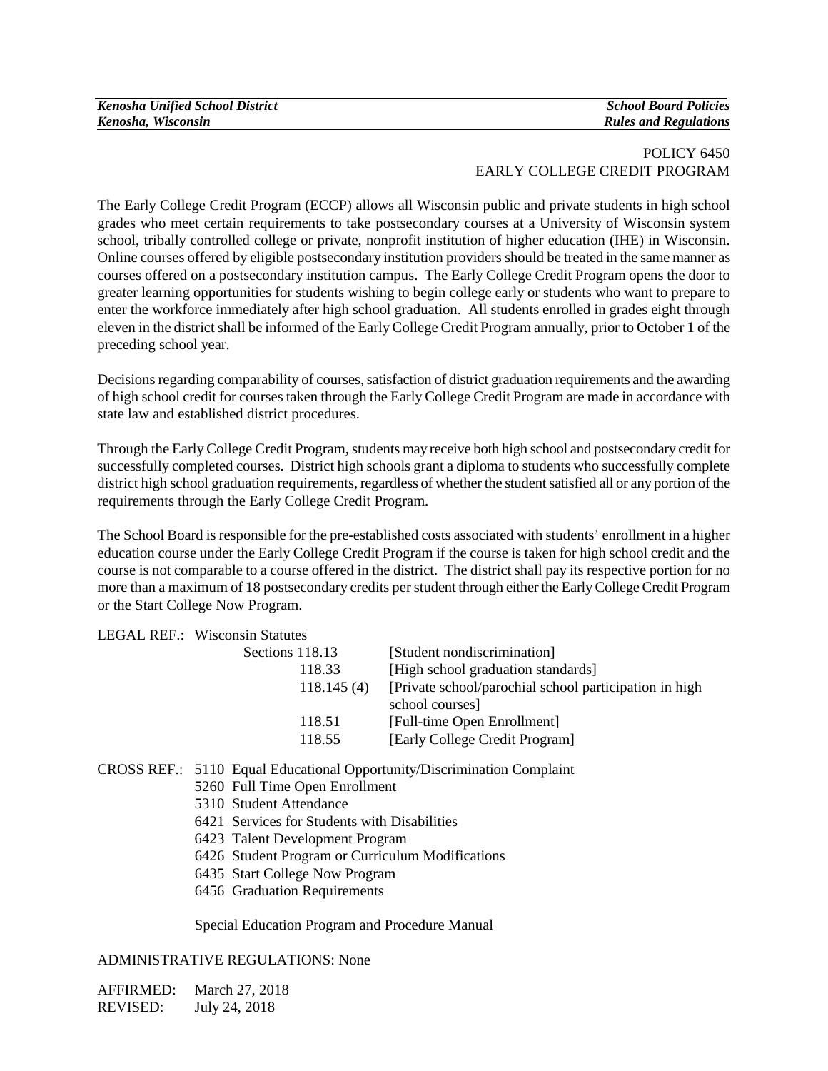POLICY 6450
EARLY COLLEGE CREDIT PROGRAM

The Early College Credit Program (ECCP) allows all Wisconsin public and private students in high school grades who meet certain requirements to take postsecondary courses at a University of Wisconsin system school, tribally controlled college or private, nonprofit institution of higher education (IHE) in Wisconsin. Online courses offered by eligible postsecondary institution providers should be treated in the same manner as courses offered on a postsecondary institution campus. The Early College Credit Program opens the door to greater learning opportunities for students wishing to begin college early or students who want to prepare to enter the workforce immediately after high school graduation. All students enrolled in grades eight through eleven in the district shall be informed of the Early College Credit Program annually, prior to October 1 of the preceding school year.

Decisions regarding comparability of courses, satisfaction of district graduation requirements and the awarding of high school credit for courses taken through the Early College Credit Program are made in accordance with state law and established district procedures.

Through the Early College Credit Program, students may receive both high school and postsecondary credit for successfully completed courses. District high schools grant a diploma to students who successfully complete district high school graduation requirements, regardless of whether the student satisfied all or any portion of the requirements through the Early College Credit Program.

The School Board is responsible for the pre-established costs associated with students' enrollment in a higher education course under the Early College Credit Program if the course is taken for high school credit and the course is not comparable to a course offered in the district. The district shall pay its respective portion for no more than a maximum of 18 postsecondary credits per student through either the Early College Credit Program or the Start College Now Program.

LEGAL REF.: Wisconsin Statutes

| | |
|---|---|
| Sections 118.13 | [Student nondiscrimination] |
| 118.33 | [High school graduation standards] |
| 118.145 (4) | [Private school/parochial school participation in high school courses] |
| 118.51 | [Full-time Open Enrollment] |
| 118.55 | [Early College Credit Program] |

CROSS REF.:
- 5110 Equal Educational Opportunity/Discrimination Complaint
- 5260 Full Time Open Enrollment
- 5310 Student Attendance
- 6421 Services for Students with Disabilities
- 6423 Talent Development Program
- 6426 Student Program or Curriculum Modifications
- 6435 Start College Now Program
- 6456 Graduation Requirements

Special Education Program and Procedure Manual

ADMINISTRATIVE REGULATIONS: None

AFFIRMED: March 27, 2018
REVISED: July 24, 2018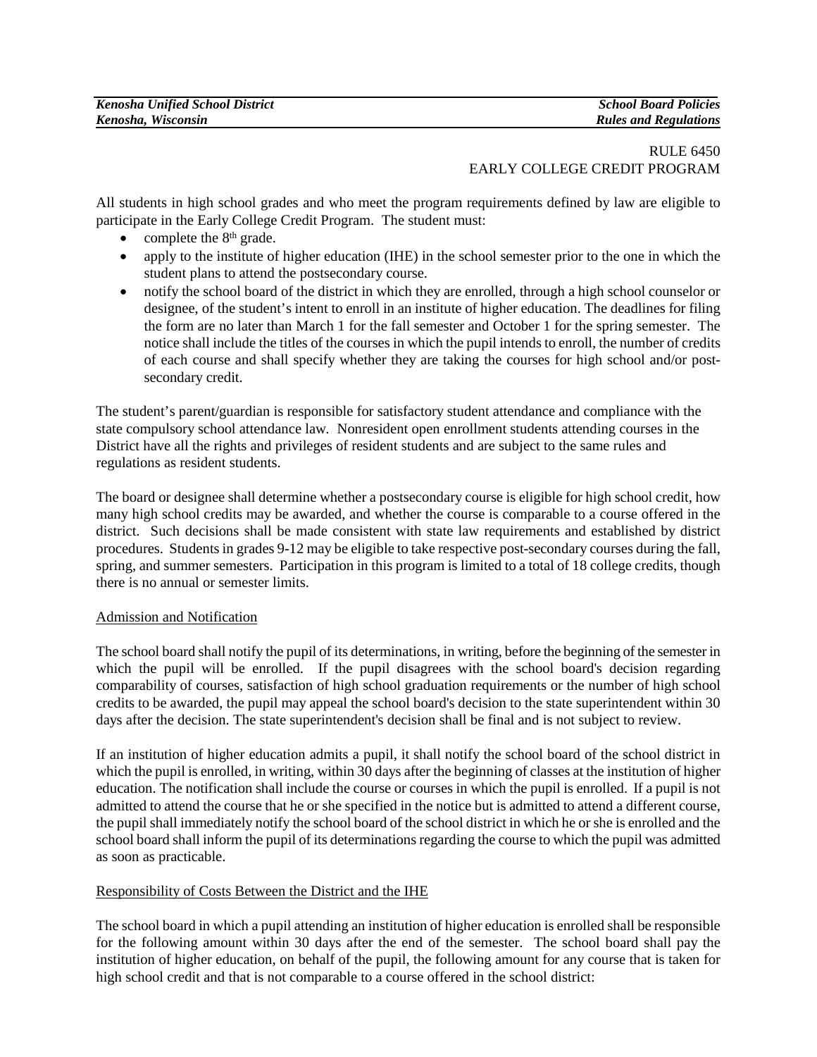RULE 6450
EARLY COLLEGE CREDIT PROGRAM

All students in high school grades and who meet the program requirements defined by law are eligible to participate in the Early College Credit Program. The student must:

- complete the 8th grade.
- apply to the institute of higher education (IHE) in the school semester prior to the one in which the student plans to attend the postsecondary course.
- notify the school board of the district in which they are enrolled, through a high school counselor or designee, of the student's intent to enroll in an institute of higher education. The deadlines for filing the form are no later than March 1 for the fall semester and October 1 for the spring semester. The notice shall include the titles of the courses in which the pupil intends to enroll, the number of credits of each course and shall specify whether they are taking the courses for high school and/or post-secondary credit.

The student's parent/guardian is responsible for satisfactory student attendance and compliance with the state compulsory school attendance law. Nonresident open enrollment students attending courses in the District have all the rights and privileges of resident students and are subject to the same rules and regulations as resident students.

The board or designee shall determine whether a postsecondary course is eligible for high school credit, how many high school credits may be awarded, and whether the course is comparable to a course offered in the district. Such decisions shall be made consistent with state law requirements and established by district procedures. Students in grades 9-12 may be eligible to take respective post-secondary courses during the fall, spring, and summer semesters. Participation in this program is limited to a total of 18 college credits, though there is no annual or semester limits.

Admission and Notification

The school board shall notify the pupil of its determinations, in writing, before the beginning of the semester in which the pupil will be enrolled. If the pupil disagrees with the school board's decision regarding comparability of courses, satisfaction of high school graduation requirements or the number of high school credits to be awarded, the pupil may appeal the school board's decision to the state superintendent within 30 days after the decision. The state superintendent's decision shall be final and is not subject to review.

If an institution of higher education admits a pupil, it shall notify the school board of the school district in which the pupil is enrolled, in writing, within 30 days after the beginning of classes at the institution of higher education. The notification shall include the course or courses in which the pupil is enrolled. If a pupil is not admitted to attend the course that he or she specified in the notice but is admitted to attend a different course, the pupil shall immediately notify the school board of the school district in which he or she is enrolled and the school board shall inform the pupil of its determinations regarding the course to which the pupil was admitted as soon as practicable.

Responsibility of Costs Between the District and the IHE

The school board in which a pupil attending an institution of higher education is enrolled shall be responsible for the following amount within 30 days after the end of the semester. The school board shall pay the institution of higher education, on behalf of the pupil, the following amount for any course that is taken for high school credit and that is not comparable to a course offered in the school district: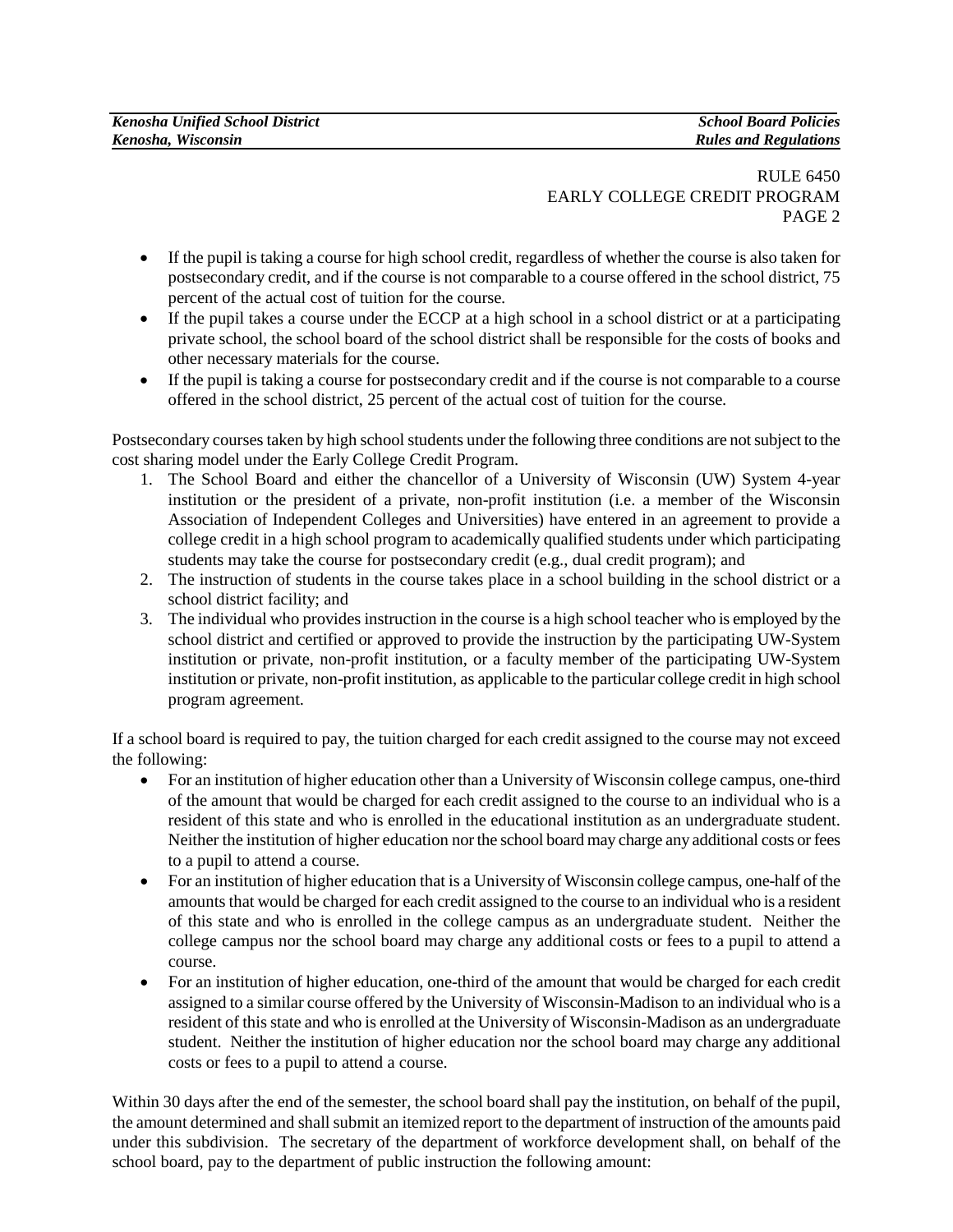RULE 6450
EARLY COLLEGE CREDIT PROGRAM
PAGE 2

- If the pupil is taking a course for high school credit, regardless of whether the course is also taken for postsecondary credit, and if the course is not comparable to a course offered in the school district, 75 percent of the actual cost of tuition for the course.
- If the pupil takes a course under the ECCP at a high school in a school district or at a participating private school, the school board of the school district shall be responsible for the costs of books and other necessary materials for the course.
- If the pupil is taking a course for postsecondary credit and if the course is not comparable to a course offered in the school district, 25 percent of the actual cost of tuition for the course.

Postsecondary courses taken by high school students under the following three conditions are not subject to the cost sharing model under the Early College Credit Program.

1. The School Board and either the chancellor of a University of Wisconsin (UW) System 4-year institution or the president of a private, non-profit institution (i.e. a member of the Wisconsin Association of Independent Colleges and Universities) have entered in an agreement to provide a college credit in a high school program to academically qualified students under which participating students may take the course for postsecondary credit (e.g., dual credit program); and
2. The instruction of students in the course takes place in a school building in the school district or a school district facility; and
3. The individual who provides instruction in the course is a high school teacher who is employed by the school district and certified or approved to provide the instruction by the participating UW-System institution or private, non-profit institution, or a faculty member of the participating UW-System institution or private, non-profit institution, as applicable to the particular college credit in high school program agreement.

If a school board is required to pay, the tuition charged for each credit assigned to the course may not exceed the following:

- For an institution of higher education other than a University of Wisconsin college campus, one-third of the amount that would be charged for each credit assigned to the course to an individual who is a resident of this state and who is enrolled in the educational institution as an undergraduate student. Neither the institution of higher education nor the school board may charge any additional costs or fees to a pupil to attend a course.
- For an institution of higher education that is a University of Wisconsin college campus, one-half of the amounts that would be charged for each credit assigned to the course to an individual who is a resident of this state and who is enrolled in the college campus as an undergraduate student. Neither the college campus nor the school board may charge any additional costs or fees to a pupil to attend a course.
- For an institution of higher education, one-third of the amount that would be charged for each credit assigned to a similar course offered by the University of Wisconsin-Madison to an individual who is a resident of this state and who is enrolled at the University of Wisconsin-Madison as an undergraduate student. Neither the institution of higher education nor the school board may charge any additional costs or fees to a pupil to attend a course.

Within 30 days after the end of the semester, the school board shall pay the institution, on behalf of the pupil, the amount determined and shall submit an itemized report to the department of instruction of the amounts paid under this subdivision. The secretary of the department of workforce development shall, on behalf of the school board, pay to the department of public instruction the following amount: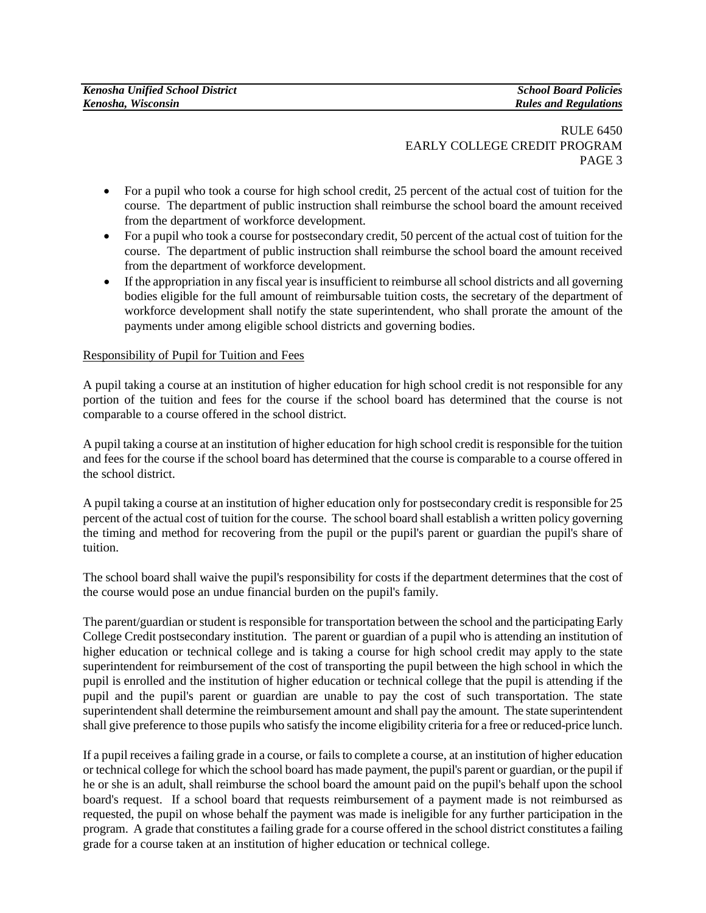- For a pupil who took a course for high school credit, 25 percent of the actual cost of tuition for the course. The department of public instruction shall reimburse the school board the amount received from the department of workforce development.
- For a pupil who took a course for postsecondary credit, 50 percent of the actual cost of tuition for the course. The department of public instruction shall reimburse the school board the amount received from the department of workforce development.
- If the appropriation in any fiscal year is insufficient to reimburse all school districts and all governing bodies eligible for the full amount of reimbursable tuition costs, the secretary of the department of workforce development shall notify the state superintendent, who shall prorate the amount of the payments under among eligible school districts and governing bodies.

<u>Responsibility of Pupil for Tuition and Fees</u>

A pupil taking a course at an institution of higher education for high school credit is not responsible for any portion of the tuition and fees for the course if the school board has determined that the course is not comparable to a course offered in the school district.

A pupil taking a course at an institution of higher education for high school credit is responsible for the tuition and fees for the course if the school board has determined that the course is comparable to a course offered in the school district.

A pupil taking a course at an institution of higher education only for postsecondary credit is responsible for 25 percent of the actual cost of tuition for the course. The school board shall establish a written policy governing the timing and method for recovering from the pupil or the pupil's parent or guardian the pupil's share of tuition.

The school board shall waive the pupil's responsibility for costs if the department determines that the cost of the course would pose an undue financial burden on the pupil's family.

The parent/guardian or student is responsible for transportation between the school and the participating Early College Credit postsecondary institution. The parent or guardian of a pupil who is attending an institution of higher education or technical college and is taking a course for high school credit may apply to the state superintendent for reimbursement of the cost of transporting the pupil between the high school in which the pupil is enrolled and the institution of higher education or technical college that the pupil is attending if the pupil and the pupil's parent or guardian are unable to pay the cost of such transportation. The state superintendent shall determine the reimbursement amount and shall pay the amount. The state superintendent shall give preference to those pupils who satisfy the income eligibility criteria for a free or reduced-price lunch.

If a pupil receives a failing grade in a course, or fails to complete a course, at an institution of higher education or technical college for which the school board has made payment, the pupil's parent or guardian, or the pupil if he or she is an adult, shall reimburse the school board the amount paid on the pupil's behalf upon the school board's request. If a school board that requests reimbursement of a payment made is not reimbursed as requested, the pupil on whose behalf the payment was made is ineligible for any further participation in the program. A grade that constitutes a failing grade for a course offered in the school district constitutes a failing grade for a course taken at an institution of higher education or technical college.